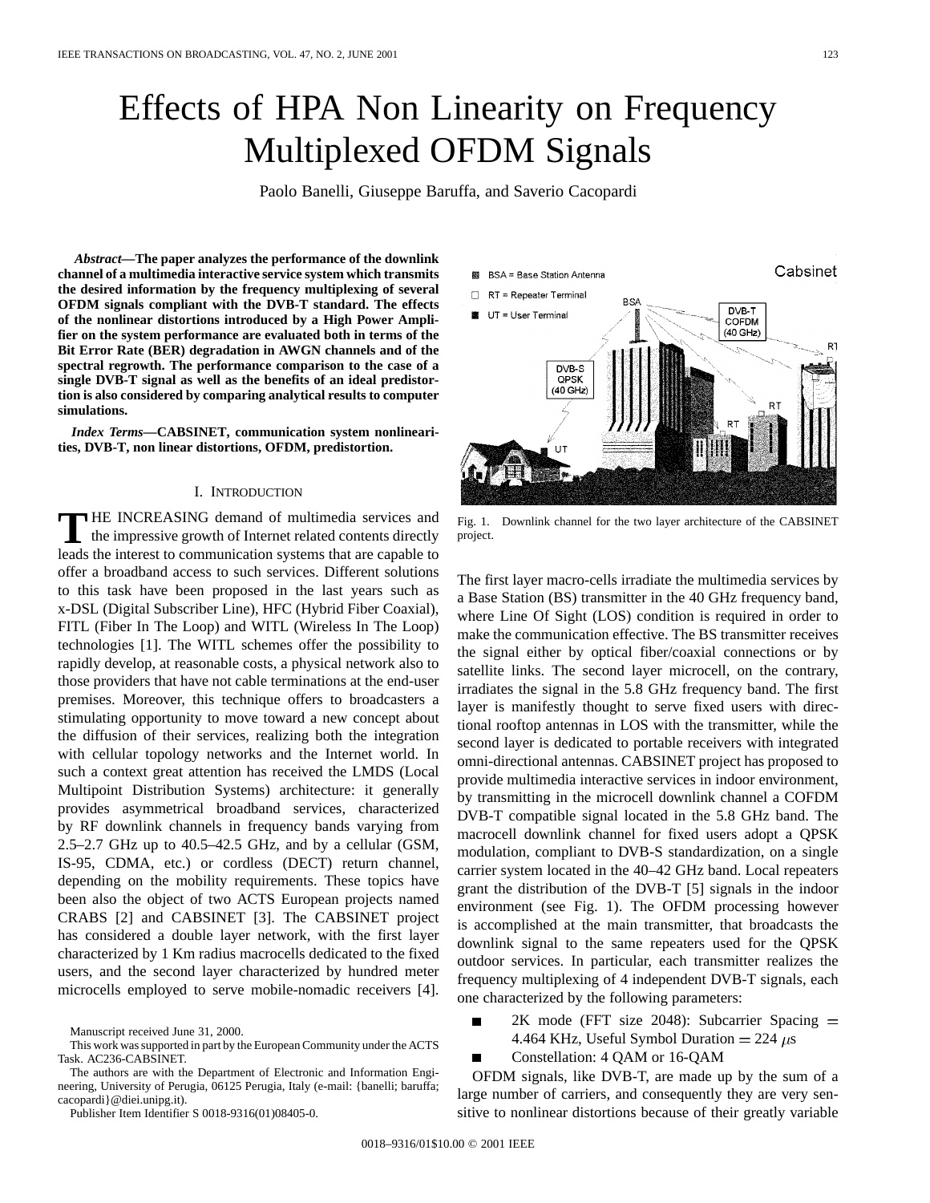# Effects of HPA Non Linearity on Frequency Multiplexed OFDM Signals

Paolo Banelli, Giuseppe Baruffa, and Saverio Cacopardi

***Abstract*—The paper analyzes the performance of the downlink channel of a multimedia interactive service system which transmits the desired information by the frequency multiplexing of several OFDM signals compliant with the DVB-T standard. The effects of the nonlinear distortions introduced by a High Power Amplifier on the system performance are evaluated both in terms of the Bit Error Rate (BER) degradation in AWGN channels and of the spectral regrowth. The performance comparison to the case of a single DVB-T signal as well as the benefits of an ideal predistortion is also considered by comparing analytical results to computer simulations.**

***Index Terms*—CABSINET, communication system nonlinearities, DVB-T, non linear distortions, OFDM, predistortion.**

## I. INTRODUCTION

THE INCREASING demand of multimedia services and the impressive growth of Internet related contents directly leads the interest to communication systems that are capable to offer a broadband access to such services. Different solutions to this task have been proposed in the last years such as x-DSL (Digital Subscriber Line), HFC (Hybrid Fiber Coaxial), FITL (Fiber In The Loop) and WITL (Wireless In The Loop) technologies [1]. The WITL schemes offer the possibility to rapidly develop, at reasonable costs, a physical network also to those providers that have not cable terminations at the end-user premises. Moreover, this technique offers to broadcasters a stimulating opportunity to move toward a new concept about the diffusion of their services, realizing both the integration with cellular topology networks and the Internet world. In such a context great attention has received the LMDS (Local Multipoint Distribution Systems) architecture: it generally provides asymmetrical broadband services, characterized by RF downlink channels in frequency bands varying from 2.5–2.7 GHz up to 40.5–42.5 GHz, and by a cellular (GSM, IS-95, CDMA, etc.) or cordless (DECT) return channel, depending on the mobility requirements. These topics have been also the object of two ACTS European projects named CRABS [2] and CABSINET [3]. The CABSINET project has considered a double layer network, with the first layer characterized by 1 Km radius macrocells dedicated to the fixed users, and the second layer characterized by hundred meter microcells employed to serve mobile-nomadic receivers [4].

Manuscript received June 31, 2000.

This work was supported in part by the European Community under the ACTS Task. AC236-CABSINET.

The authors are with the Department of Electronic and Information Engineering, University of Perugia, 06125 Perugia, Italy (e-mail: {banelli; baruffa; cacopardi}@diei.unipg.it).

Publisher Item Identifier S 0018-9316(01)08405-0.

Fig. 1. Downlink channel for the two layer architecture of the CABSINET project.

The first layer macro-cells irradiate the multimedia services by a Base Station (BS) transmitter in the 40 GHz frequency band, where Line Of Sight (LOS) condition is required in order to make the communication effective. The BS transmitter receives the signal either by optical fiber/coaxial connections or by satellite links. The second layer microcell, on the contrary, irradiates the signal in the 5.8 GHz frequency band. The first layer is manifestly thought to serve fixed users with directional rooftop antennas in LOS with the transmitter, while the second layer is dedicated to portable receivers with integrated omni-directional antennas. CABSINET project has proposed to provide multimedia interactive services in indoor environment, by transmitting in the microcell downlink channel a COFDM DVB-T compatible signal located in the 5.8 GHz band. The macrocell downlink channel for fixed users adopt a QPSK modulation, compliant to DVB-S standardization, on a single carrier system located in the 40–42 GHz band. Local repeaters grant the distribution of the DVB-T [5] signals in the indoor environment (see Fig. 1). The OFDM processing however is accomplished at the main transmitter, that broadcasts the downlink signal to the same repeaters used for the QPSK outdoor services. In particular, each transmitter realizes the frequency multiplexing of 4 independent DVB-T signals, each one characterized by the following parameters:

- 2K mode (FFT size 2048): Subcarrier Spacing = 4.464 KHz, Useful Symbol Duration = 224 $\mu$s
- Constellation: 4 QAM or 16-QAM

OFDM signals, like DVB-T, are made up by the sum of a large number of carriers, and consequently they are very sensitive to nonlinear distortions because of their greatly variable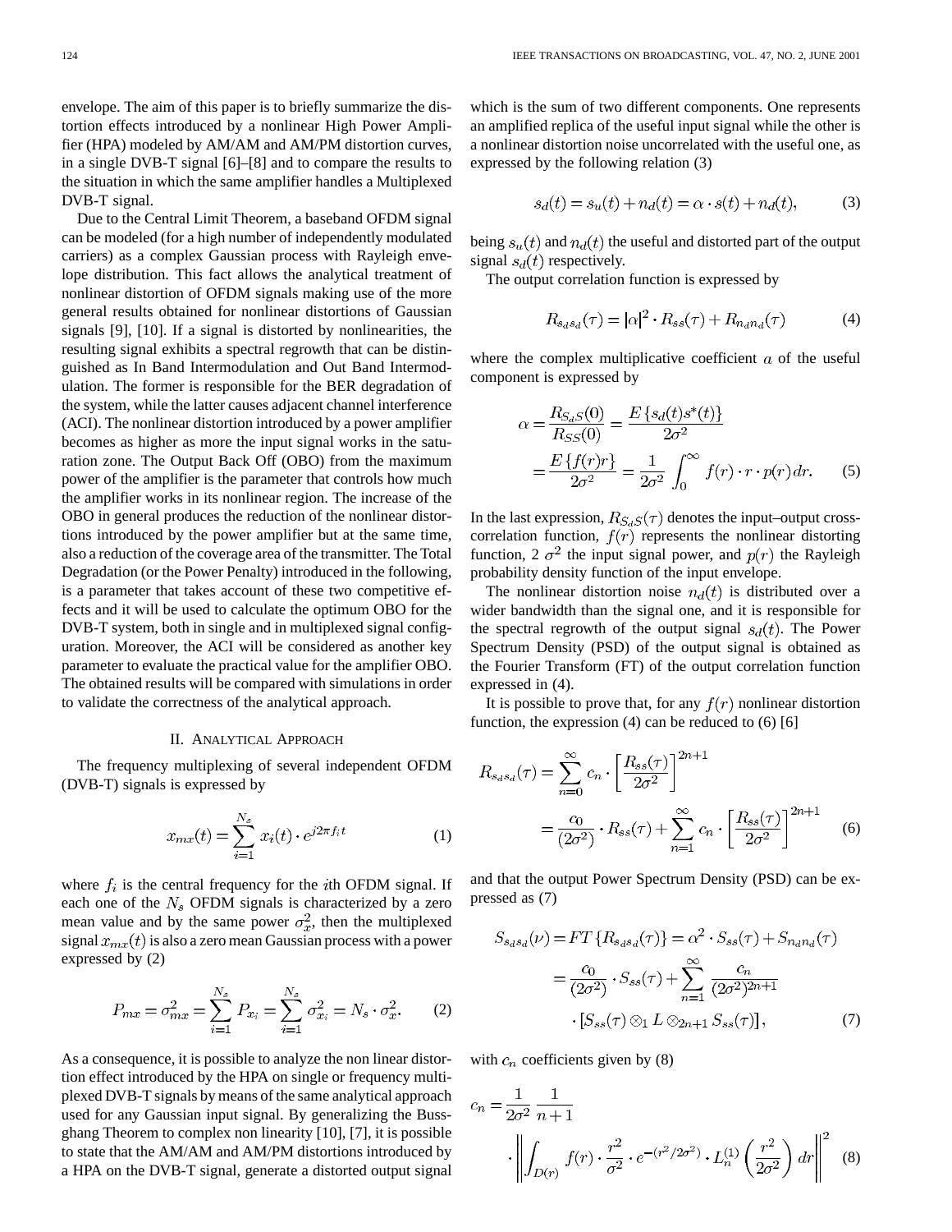envelope. The aim of this paper is to briefly summarize the distortion effects introduced by a nonlinear High Power Amplifier (HPA) modeled by AM/AM and AM/PM distortion curves, in a single DVB-T signal [6]–[8] and to compare the results to the situation in which the same amplifier handles a Multiplexed DVB-T signal.

Due to the Central Limit Theorem, a baseband OFDM signal can be modeled (for a high number of independently modulated carriers) as a complex Gaussian process with Rayleigh envelope distribution. This fact allows the analytical treatment of nonlinear distortion of OFDM signals making use of the more general results obtained for nonlinear distortions of Gaussian signals [9], [10]. If a signal is distorted by nonlinearities, the resulting signal exhibits a spectral regrowth that can be distinguished as In Band Intermodulation and Out Band Intermodulation. The former is responsible for the BER degradation of the system, while the latter causes adjacent channel interference (ACI). The nonlinear distortion introduced by a power amplifier becomes as higher as more the input signal works in the saturation zone. The Output Back Off (OBO) from the maximum power of the amplifier is the parameter that controls how much the amplifier works in its nonlinear region. The increase of the OBO in general produces the reduction of the nonlinear distortions introduced by the power amplifier but at the same time, also a reduction of the coverage area of the transmitter. The Total Degradation (or the Power Penalty) introduced in the following, is a parameter that takes account of these two competitive effects and it will be used to calculate the optimum OBO for the DVB-T system, both in single and in multiplexed signal configuration. Moreover, the ACI will be considered as another key parameter to evaluate the practical value for the amplifier OBO. The obtained results will be compared with simulations in order to validate the correctness of the analytical approach.

## II. Analytical Approach

The frequency multiplexing of several independent OFDM (DVB-T) signals is expressed by

$$x_{mx}(t) = \sum_{i=1}^{N_s} x_i(t) \cdot e^{j2\pi f_i t} \tag{1}$$

where $f_i$ is the central frequency for the $i$th OFDM signal. If each one of the $N_s$ OFDM signals is characterized by a zero mean value and by the same power $\sigma_x^2$, then the multiplexed signal $x_{mx}(t)$ is also a zero mean Gaussian process with a power expressed by (2)

$$P_{mx} = \sigma_{mx}^2 = \sum_{i=1}^{N_s} P_{x_i} = \sum_{i=1}^{N_s} \sigma_{x_i}^2 = N_s \cdot \sigma_x^2. \tag{2}$$

As a consequence, it is possible to analyze the non linear distortion effect introduced by the HPA on single or frequency multiplexed DVB-T signals by means of the same analytical approach used for any Gaussian input signal. By generalizing the Bussghang Theorem to complex non linearity [10], [7], it is possible to state that the AM/AM and AM/PM distortions introduced by a HPA on the DVB-T signal, generate a distorted output signal which is the sum of two different components. One represents an amplified replica of the useful input signal while the other is a nonlinear distortion noise uncorrelated with the useful one, as expressed by the following relation (3)

$$s_d(t) = s_u(t) + n_d(t) = \alpha \cdot s(t) + n_d(t), \tag{3}$$

being $s_u(t)$ and $n_d(t)$ the useful and distorted part of the output signal $s_d(t)$ respectively.

The output correlation function is expressed by

$$R_{s_d s_d}(\tau) = |\alpha|^2 \cdot R_{ss}(\tau) + R_{n_d n_d}(\tau) \tag{4}$$

where the complex multiplicative coefficient $a$ of the useful component is expressed by

$$\alpha = \frac{R_{S_d S}(0)}{R_{SS}(0)} = \frac{E\{s_d(t) s^*(t)\}}{2\sigma^2} = \frac{E\{f(r) r\}}{2\sigma^2} = \frac{1}{2\sigma^2} \int_0^\infty f(r) \cdot r \cdot p(r)\, dr. \tag{5}$$

In the last expression, $R_{S_d S}(\tau)$ denotes the input–output cross-correlation function, $f(r)$ represents the nonlinear distorting function, 2 $\sigma^2$ the input signal power, and $p(r)$ the Rayleigh probability density function of the input envelope.

The nonlinear distortion noise $n_d(t)$ is distributed over a wider bandwidth than the signal one, and it is responsible for the spectral regrowth of the output signal $s_d(t)$. The Power Spectrum Density (PSD) of the output signal is obtained as the Fourier Transform (FT) of the output correlation function expressed in (4).

It is possible to prove that, for any $f(r)$ nonlinear distortion function, the expression (4) can be reduced to (6) [6]

$$R_{s_d s_d}(\tau) = \sum_{n=0}^{\infty} c_n \cdot \left[\frac{R_{ss}(\tau)}{2\sigma^2}\right]^{2n+1} = \frac{c_0}{(2\sigma^2)} \cdot R_{ss}(\tau) + \sum_{n=1}^{\infty} c_n \cdot \left[\frac{R_{ss}(\tau)}{2\sigma^2}\right]^{2n+1} \tag{6}$$

and that the output Power Spectrum Density (PSD) can be expressed as (7)

$$S_{s_d s_d}(\nu) = FT\{R_{s_d s_d}(\tau)\} = \alpha^2 \cdot S_{ss}(\tau) + S_{n_d n_d}(\tau) = \frac{c_0}{(2\sigma^2)} \cdot S_{ss}(\tau) + \sum_{n=1}^{\infty} \frac{c_n}{(2\sigma^2)^{2n+1}} \cdot [S_{ss}(\tau) \otimes_1 L \otimes_{2n+1} S_{ss}(\tau)], \tag{7}$$

with $c_n$ coefficients given by (8)

$$c_n = \frac{1}{2\sigma^2} \frac{1}{n+1} \cdot \left\| \int_{D(r)} f(r) \cdot \frac{r^2}{\sigma^2} \cdot e^{-(r^2/2\sigma^2)} \cdot L_n^{(1)}\left(\frac{r^2}{2\sigma^2}\right) dr \right\|^2 \tag{8}$$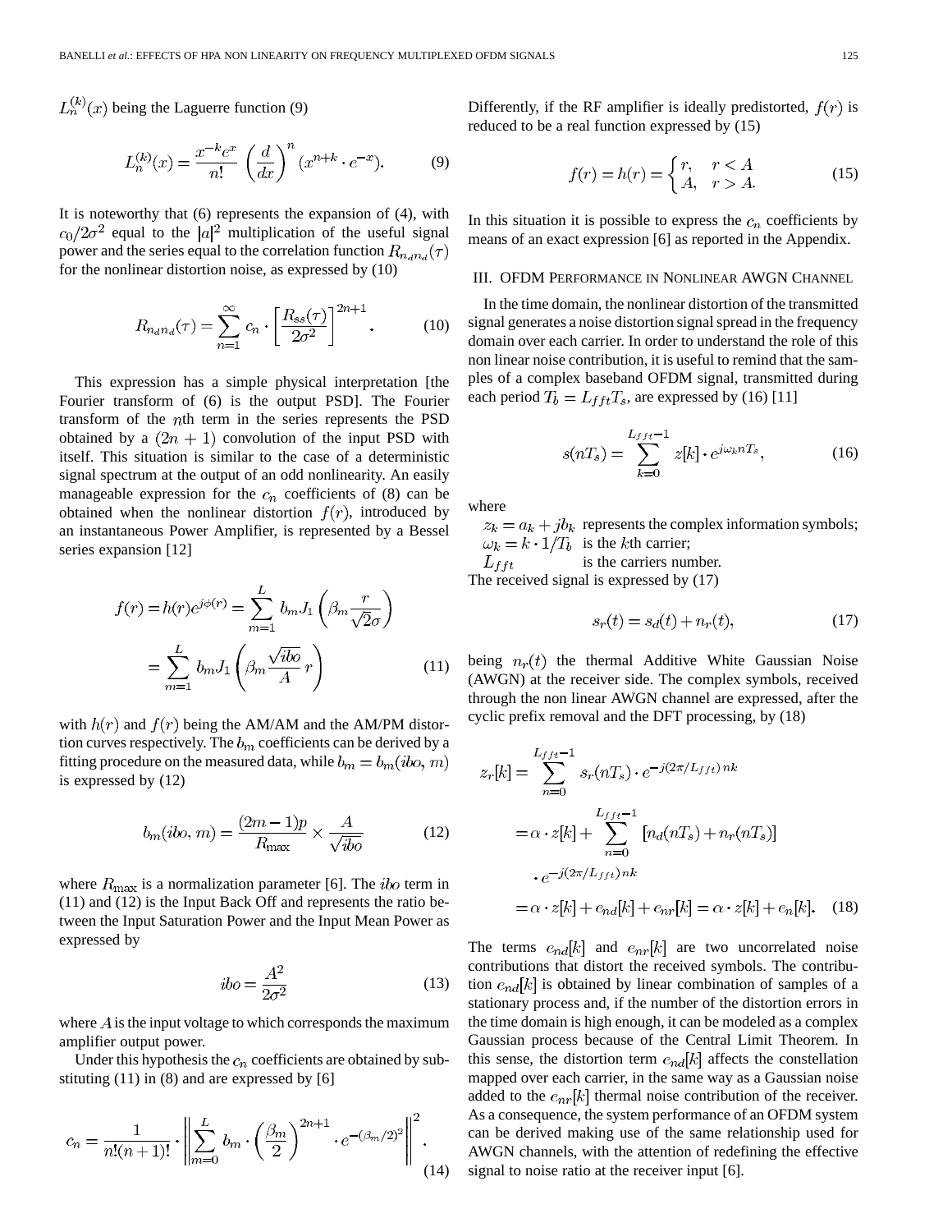$L_n^{(k)}(x)$ being the Laguerre function (9)

$$L_n^{(k)}(x) = \frac{x^{-k}e^x}{n!} \left(\frac{d}{dx}\right)^n (x^{n+k} \cdot e^{-x}). \quad (9)$$

It is noteworthy that (6) represents the expansion of (4), with $c_0/2\sigma^2$ equal to the $|a|^2$ multiplication of the useful signal power and the series equal to the correlation function $R_{n_d n_d}(\tau)$ for the nonlinear distortion noise, as expressed by (10)

$$R_{n_d n_d}(\tau) = \sum_{n=1}^{\infty} c_n \cdot \left[\frac{R_{ss}(\tau)}{2\sigma^2}\right]^{2n+1}. \quad (10)$$

This expression has a simple physical interpretation [the Fourier transform of (6) is the output PSD]. The Fourier transform of the $n$th term in the series represents the PSD obtained by a $(2n+1)$ convolution of the input PSD with itself. This situation is similar to the case of a deterministic signal spectrum at the output of an odd nonlinearity. An easily manageable expression for the $c_n$ coefficients of (8) can be obtained when the nonlinear distortion $f(r)$, introduced by an instantaneous Power Amplifier, is represented by a Bessel series expansion [12]

$$\begin{aligned} f(r) = h(r)e^{j\phi(r)} &= \sum_{m=1}^{L} b_m J_1\left(\beta_m \frac{r}{\sqrt{2}\sigma}\right) \\ &= \sum_{m=1}^{L} b_m J_1\left(\beta_m \frac{\sqrt{ibo}}{A} r\right) \end{aligned} \quad (11)$$

with $h(r)$ and $f(r)$ being the AM/AM and the AM/PM distortion curves respectively. The $b_m$ coefficients can be derived by a fitting procedure on the measured data, while $b_m = b_m(ibo, m)$ is expressed by (12)

$$b_m(ibo, m) = \frac{(2m-1)p}{R_{\max}} \times \frac{A}{\sqrt{ibo}} \quad (12)$$

where $R_{\max}$ is a normalization parameter [6]. The $ibo$ term in (11) and (12) is the Input Back Off and represents the ratio between the Input Saturation Power and the Input Mean Power as expressed by

$$ibo = \frac{A^2}{2\sigma^2} \quad (13)$$

where $A$ is the input voltage to which corresponds the maximum amplifier output power.

Under this hypothesis the $c_n$ coefficients are obtained by substituting (11) in (8) and are expressed by [6]

$$c_n = \frac{1}{n!(n+1)!} \cdot \left\| \sum_{m=0}^{L} b_m \cdot \left(\frac{\beta_m}{2}\right)^{2n+1} \cdot e^{-(\beta_m/2)^2} \right\|^2. \quad (14)$$

Differently, if the RF amplifier is ideally predistorted, $f(r)$ is reduced to be a real function expressed by (15)

$$f(r) = h(r) = \begin{cases} r, & r < A \\ A, & r > A. \end{cases} \quad (15)$$

In this situation it is possible to express the $c_n$ coefficients by means of an exact expression [6] as reported in the Appendix.

## III. OFDM Performance in Nonlinear AWGN Channel

In the time domain, the nonlinear distortion of the transmitted signal generates a noise distortion signal spread in the frequency domain over each carrier. In order to understand the role of this non linear noise contribution, it is useful to remind that the samples of a complex baseband OFDM signal, transmitted during each period $T_b = L_{fft}T_s$, are expressed by (16) [11]

$$s(nT_s) = \sum_{k=0}^{L_{fft}-1} z[k] \cdot e^{j\omega_k n T_s}, \quad (16)$$

where

$z_k = a_k + jb_k$ represents the complex information symbols;
$\omega_k = k \cdot 1/T_b$ is the $k$th carrier;
$L_{fft}$ is the carriers number.

The received signal is expressed by (17)

$$s_r(t) = s_d(t) + n_r(t), \quad (17)$$

being $n_r(t)$ the thermal Additive White Gaussian Noise (AWGN) at the receiver side. The complex symbols, received through the non linear AWGN channel are expressed, after the cyclic prefix removal and the DFT processing, by (18)

$$\begin{aligned} z_r[k] &= \sum_{n=0}^{L_{fft}-1} s_r(nT_s) \cdot e^{-j(2\pi/L_{fft})nk} \\ &= \alpha \cdot z[k] + \sum_{n=0}^{L_{fft}-1} [n_d(nT_s) + n_r(nT_s)] \\ &\quad \cdot e^{-j(2\pi/L_{fft})nk} \\ &= \alpha \cdot z[k] + e_{nd}[k] + e_{nr}[k] = \alpha \cdot z[k] + e_n[k]. \end{aligned} \quad (18)$$

The terms $e_{nd}[k]$ and $e_{nr}[k]$ are two uncorrelated noise contributions that distort the received symbols. The contribution $e_{nd}[k]$ is obtained by linear combination of samples of a stationary process and, if the number of the distortion errors in the time domain is high enough, it can be modeled as a complex Gaussian process because of the Central Limit Theorem. In this sense, the distortion term $e_{nd}[k]$ affects the constellation mapped over each carrier, in the same way as a Gaussian noise added to the $e_{nr}[k]$ thermal noise contribution of the receiver. As a consequence, the system performance of an OFDM system can be derived making use of the same relationship used for AWGN channels, with the attention of redefining the effective signal to noise ratio at the receiver input [6].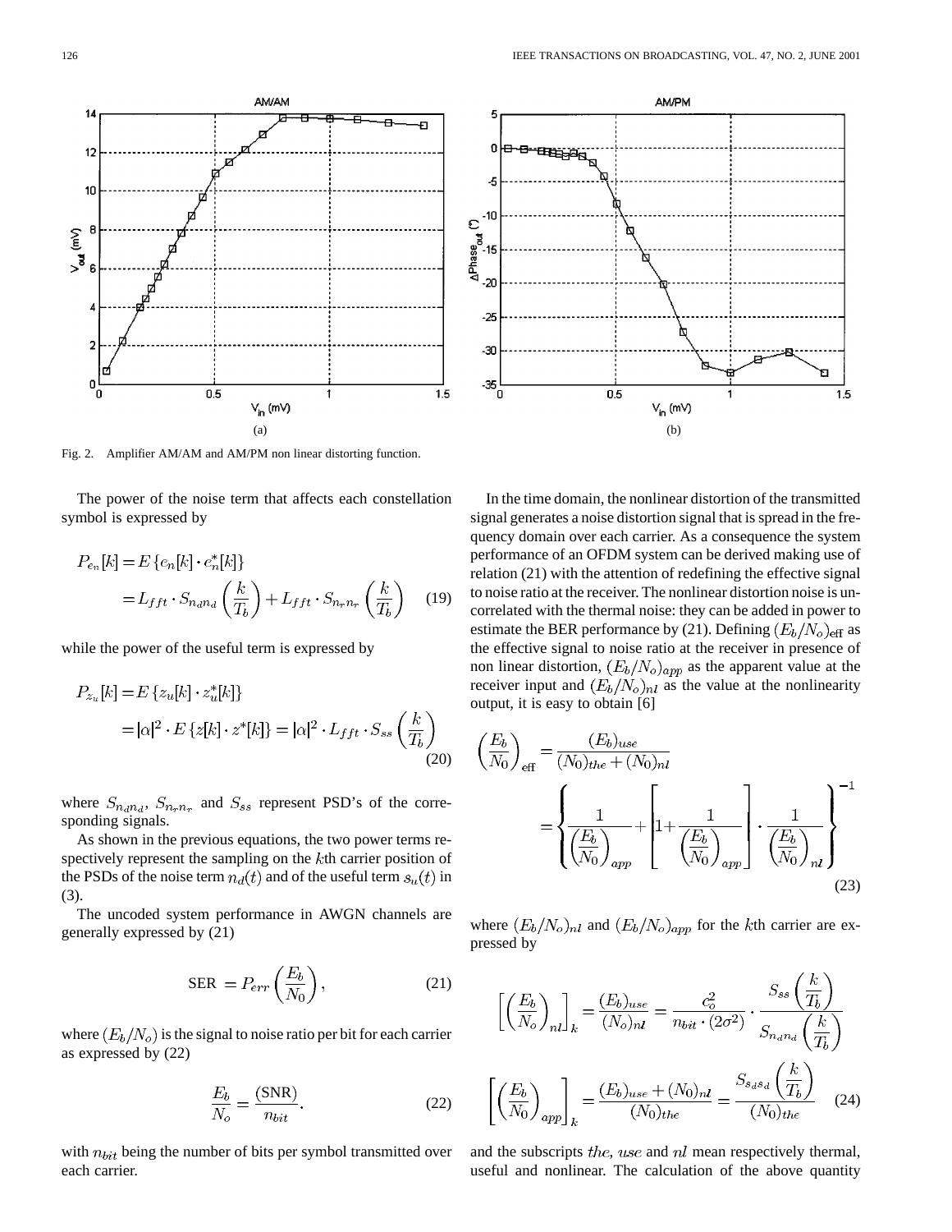Fig. 2. Amplifier AM/AM and AM/PM non linear distorting function.

The power of the noise term that affects each constellation symbol is expressed by

$$P_{e_n}[k] = E\{e_n[k] \cdot e_n^*[k]\} = L_{fft} \cdot S_{n_d n_d}\left(\frac{k}{T_b}\right) + L_{fft} \cdot S_{n_r n_r}\left(\frac{k}{T_b}\right) \quad (19)$$

while the power of the useful term is expressed by

$$P_{z_u}[k] = E\{z_u[k] \cdot z_u^*[k]\} = |\alpha|^2 \cdot E\{z[k] \cdot z^*[k]\} = |\alpha|^2 \cdot L_{fft} \cdot S_{ss}\left(\frac{k}{T_b}\right) \quad (20)$$

where $S_{n_d n_d}$, $S_{n_r n_r}$ and $S_{ss}$ represent PSD's of the corresponding signals.

As shown in the previous equations, the two power terms respectively represent the sampling on the $k$th carrier position of the PSDs of the noise term $n_d(t)$ and of the useful term $s_u(t)$ in (3).

The uncoded system performance in AWGN channels are generally expressed by (21)

$$\text{SER} = P_{err}\left(\frac{E_b}{N_0}\right), \quad (21)$$

where $(E_b/N_o)$ is the signal to noise ratio per bit for each carrier as expressed by (22)

$$\frac{E_b}{N_o} = \frac{(\text{SNR})}{n_{bit}}. \quad (22)$$

with $n_{bit}$ being the number of bits per symbol transmitted over each carrier.

In the time domain, the nonlinear distortion of the transmitted signal generates a noise distortion signal that is spread in the frequency domain over each carrier. As a consequence the system performance of an OFDM system can be derived making use of relation (21) with the attention of redefining the effective signal to noise ratio at the receiver. The nonlinear distortion noise is uncorrelated with the thermal noise: they can be added in power to estimate the BER performance by (21). Defining $(E_b/N_o)_{\text{eff}}$ as the effective signal to noise ratio at the receiver in presence of non linear distortion, $(E_b/N_o)_{app}$ as the apparent value at the receiver input and $(E_b/N_o)_{nl}$ as the value at the nonlinearity output, it is easy to obtain [6]

$$\left(\frac{E_b}{N_0}\right)_{\text{eff}} = \frac{(E_b)_{use}}{(N_0)_{the} + (N_0)_{nl}} = \left\{\frac{1}{\left(\frac{E_b}{N_0}\right)_{app}} + \left[1 + \frac{1}{\left(\frac{E_b}{N_0}\right)_{app}}\right] \cdot \frac{1}{\left(\frac{E_b}{N_0}\right)_{nl}}\right\}^{-1} \quad (23)$$

where $(E_b/N_o)_{nl}$ and $(E_b/N_o)_{app}$ for the $k$th carrier are expressed by

$$\left[\left(\frac{E_b}{N_o}\right)_{nl}\right]_k = \frac{(E_b)_{use}}{(N_o)_{nl}} = \frac{c_o^2}{n_{bit} \cdot (2\sigma^2)} \cdot \frac{S_{ss}\left(\frac{k}{T_b}\right)}{S_{n_d n_d}\left(\frac{k}{T_b}\right)}$$

$$\left[\left(\frac{E_b}{N_0}\right)_{app}\right]_k = \frac{(E_b)_{use} + (N_0)_{nl}}{(N_0)_{the}} = \frac{S_{s_d s_d}\left(\frac{k}{T_b}\right)}{(N_0)_{the}} \quad (24)$$

and the subscripts $the$, $use$ and $nl$ mean respectively thermal, useful and nonlinear. The calculation of the above quantity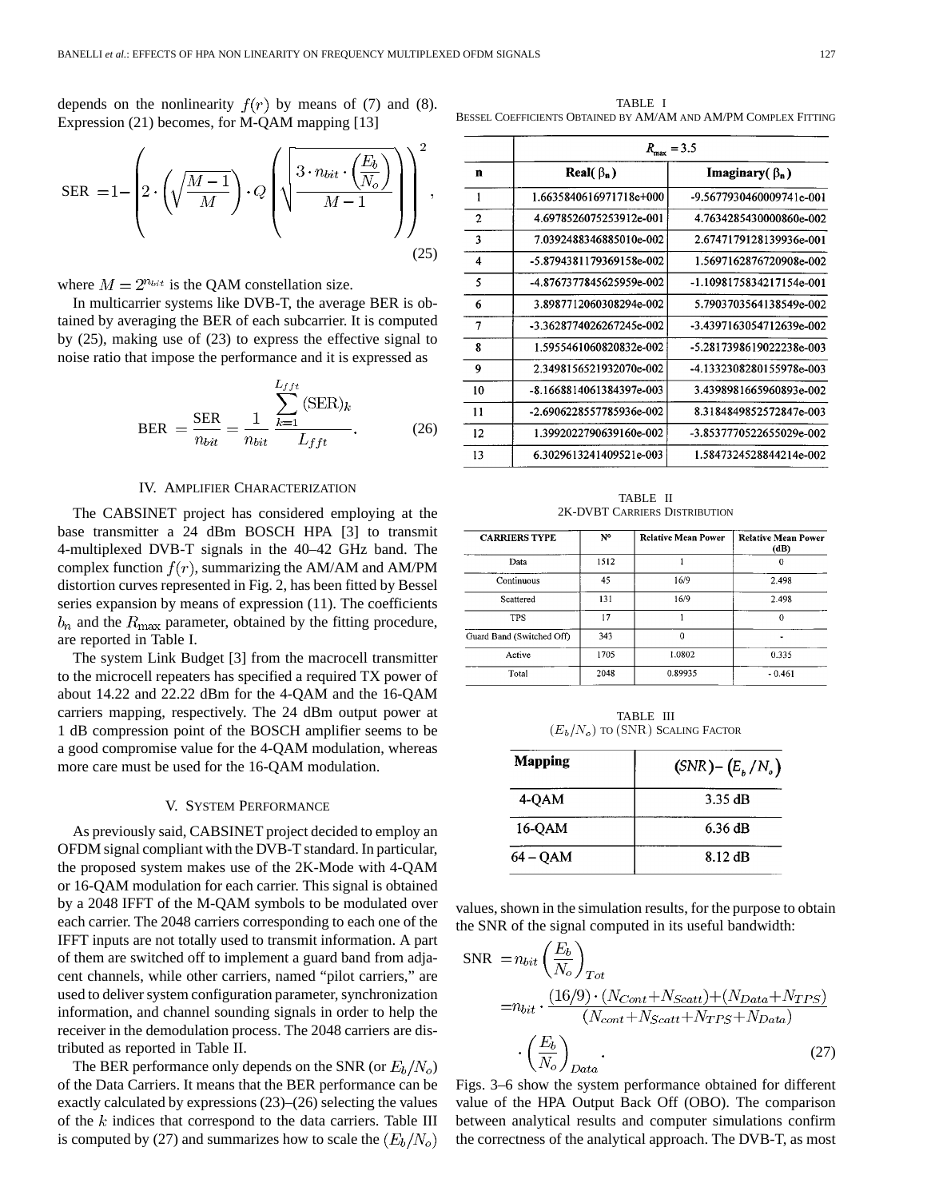depends on the nonlinearity $f(r)$ by means of (7) and (8). Expression (21) becomes, for M-QAM mapping [13]

$$\text{SER} = 1 - \left( 2 \cdot \left( \sqrt{\frac{M-1}{M}} \right) \cdot Q \left( \sqrt{\frac{3 \cdot n_{bit} \cdot \left( \frac{E_b}{N_o} \right)}{M-1}} \right) \right)^2, \tag{25}$$

where $M = 2^{n_{bit}}$ is the QAM constellation size.

In multicarrier systems like DVB-T, the average BER is obtained by averaging the BER of each subcarrier. It is computed by (25), making use of (23) to express the effective signal to noise ratio that impose the performance and it is expressed as

$$\text{BER} = \frac{\text{SER}}{n_{bit}} = \frac{1}{n_{bit}} \frac{\sum_{k=1}^{L_{fft}} (\text{SER})_k}{L_{fft}}. \tag{26}$$

## IV. Amplifier Characterization

The CABSINET project has considered employing at the base transmitter a 24 dBm BOSCH HPA [3] to transmit 4-multiplexed DVB-T signals in the 40–42 GHz band. The complex function $f(r)$, summarizing the AM/AM and AM/PM distortion curves represented in Fig. 2, has been fitted by Bessel series expansion by means of expression (11). The coefficients $b_n$ and the $R_{\max}$ parameter, obtained by the fitting procedure, are reported in Table I.

The system Link Budget [3] from the macrocell transmitter to the microcell repeaters has specified a required TX power of about 14.22 and 22.22 dBm for the 4-QAM and the 16-QAM carriers mapping, respectively. The 24 dBm output power at 1 dB compression point of the BOSCH amplifier seems to be a good compromise value for the 4-QAM modulation, whereas more care must be used for the 16-QAM modulation.

## V. System Performance

As previously said, CABSINET project decided to employ an OFDM signal compliant with the DVB-T standard. In particular, the proposed system makes use of the 2K-Mode with 4-QAM or 16-QAM modulation for each carrier. This signal is obtained by a 2048 IFFT of the M-QAM symbols to be modulated over each carrier. The 2048 carriers corresponding to each one of the IFFT inputs are not totally used to transmit information. A part of them are switched off to implement a guard band from adjacent channels, while other carriers, named "pilot carriers," are used to deliver system configuration parameter, synchronization information, and channel sounding signals in order to help the receiver in the demodulation process. The 2048 carriers are distributed as reported in Table II.

The BER performance only depends on the SNR (or $E_b/N_o$) of the Data Carriers. It means that the BER performance can be exactly calculated by expressions (23)–(26) selecting the values of the $k$ indices that correspond to the data carriers. Table III is computed by (27) and summarizes how to scale the $(E_b/N_o)$ values, shown in the simulation results, for the purpose to obtain the SNR of the signal computed in its useful bandwidth:

$$\begin{aligned}\text{SNR} &= n_{bit} \left( \frac{E_b}{N_o} \right)_{Tot} \\ &= n_{bit} \cdot \frac{(16/9) \cdot (N_{Cont} + N_{Scatt}) + (N_{Data} + N_{TPS})}{(N_{cont} + N_{Scatt} + N_{TPS} + N_{Data})} \\ &\quad \cdot \left( \frac{E_b}{N_o} \right)_{Data}.\end{aligned} \tag{27}$$

Figs. 3–6 show the system performance obtained for different value of the HPA Output Back Off (OBO). The comparison between analytical results and computer simulations confirm the correctness of the analytical approach. The DVB-T, as most

TABLE I
Bessel Coefficients Obtained by AM/AM and AM/PM Complex Fitting

| | $R_{\max} = 3.5$ | |
|---|---|---|
| **n** | **Real( $\beta_n$ )** | **Imaginary( $\beta_n$ )** |
| 1 | 1.6635840616971718e+000 | -9.5677930460009741e-001 |
| 2 | 4.6978526075253912e-001 | 4.7634285430000860e-002 |
| 3 | 7.0392488346885010e-002 | 2.6747179128139936e-001 |
| 4 | -5.8794381179369158e-002 | 1.5697162876720908e-002 |
| 5 | -4.8767377845625959e-002 | -1.1098175834217154e-001 |
| 6 | 3.8987712060308294e-002 | 5.7903703564138549e-002 |
| 7 | -3.3628774026267245e-002 | -3.4397163054712639e-002 |
| 8 | 1.5955461060820832e-002 | -5.2817398619022238e-003 |
| 9 | 2.3498156521932070e-002 | -4.1332308280155978e-003 |
| 10 | -8.1668814061384397e-003 | 3.4398981665960893e-002 |
| 11 | -2.6906228557785936e-002 | 8.3184849852572847e-003 |
| 12 | 1.3992022790639160e-002 | -3.8537770522655029e-002 |
| 13 | 6.3029613241409521e-003 | 1.5847324528844214e-002 |

TABLE II
2K-DVBT Carriers Distribution

| CARRIERS TYPE | N° | Relative Mean Power | Relative Mean Power (dB) |
|---|---|---|---|
| Data | 1512 | 1 | 0 |
| Continuous | 45 | 16/9 | 2.498 |
| Scattered | 131 | 16/9 | 2.498 |
| TPS | 17 | 1 | 0 |
| Guard Band (Switched Off) | 343 | 0 | - |
| Active | 1705 | 1.0802 | 0.335 |
| Total | 2048 | 0.89935 | - 0.461 |

TABLE III
$(E_b/N_o)$ to $(\text{SNR})$ Scaling Factor

| Mapping | $(SNR) - (E_b/N_o)$ |
|---|---|
| 4-QAM | 3.35 dB |
| 16-QAM | 6.36 dB |
| 64 – QAM | 8.12 dB |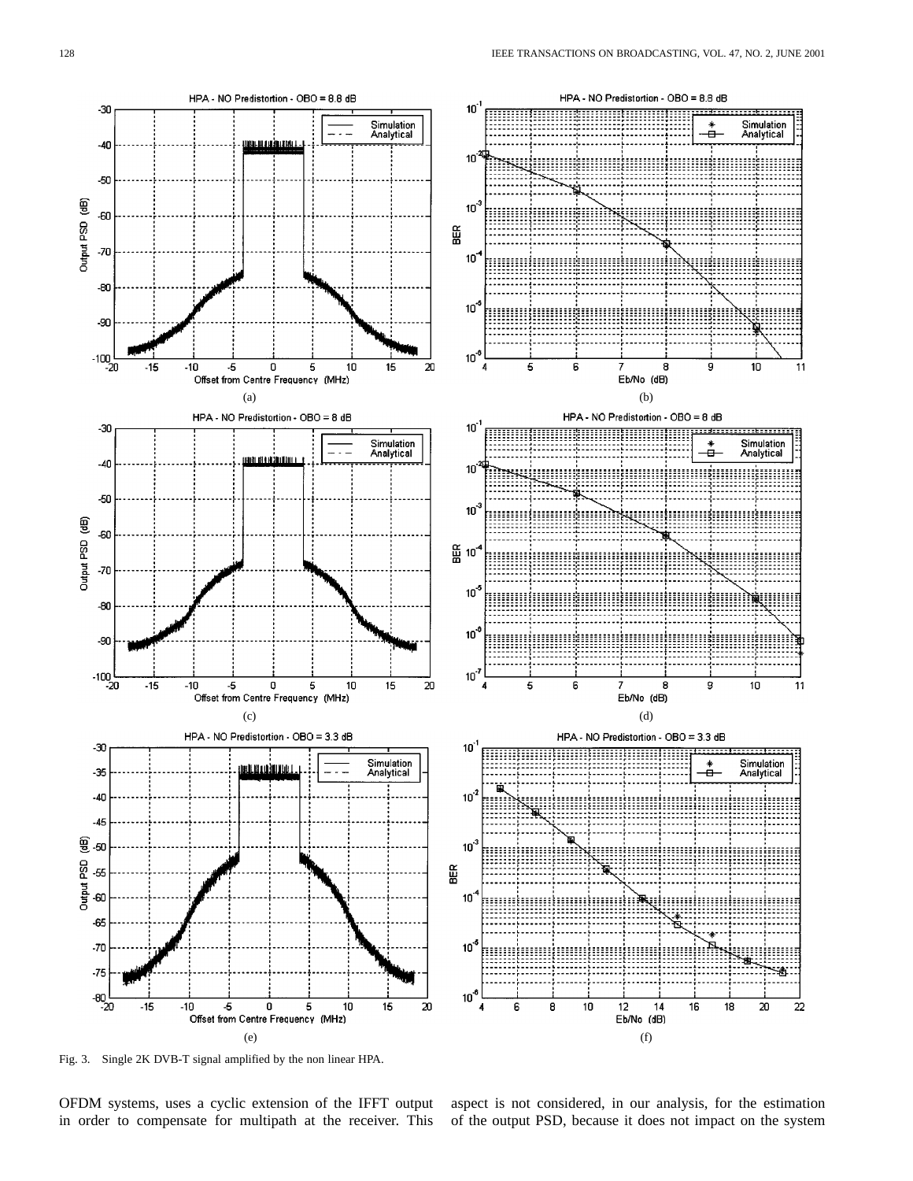Fig. 3. Single 2K DVB-T signal amplified by the non linear HPA.

OFDM systems, uses a cyclic extension of the IFFT output in order to compensate for multipath at the receiver. This aspect is not considered, in our analysis, for the estimation of the output PSD, because it does not impact on the system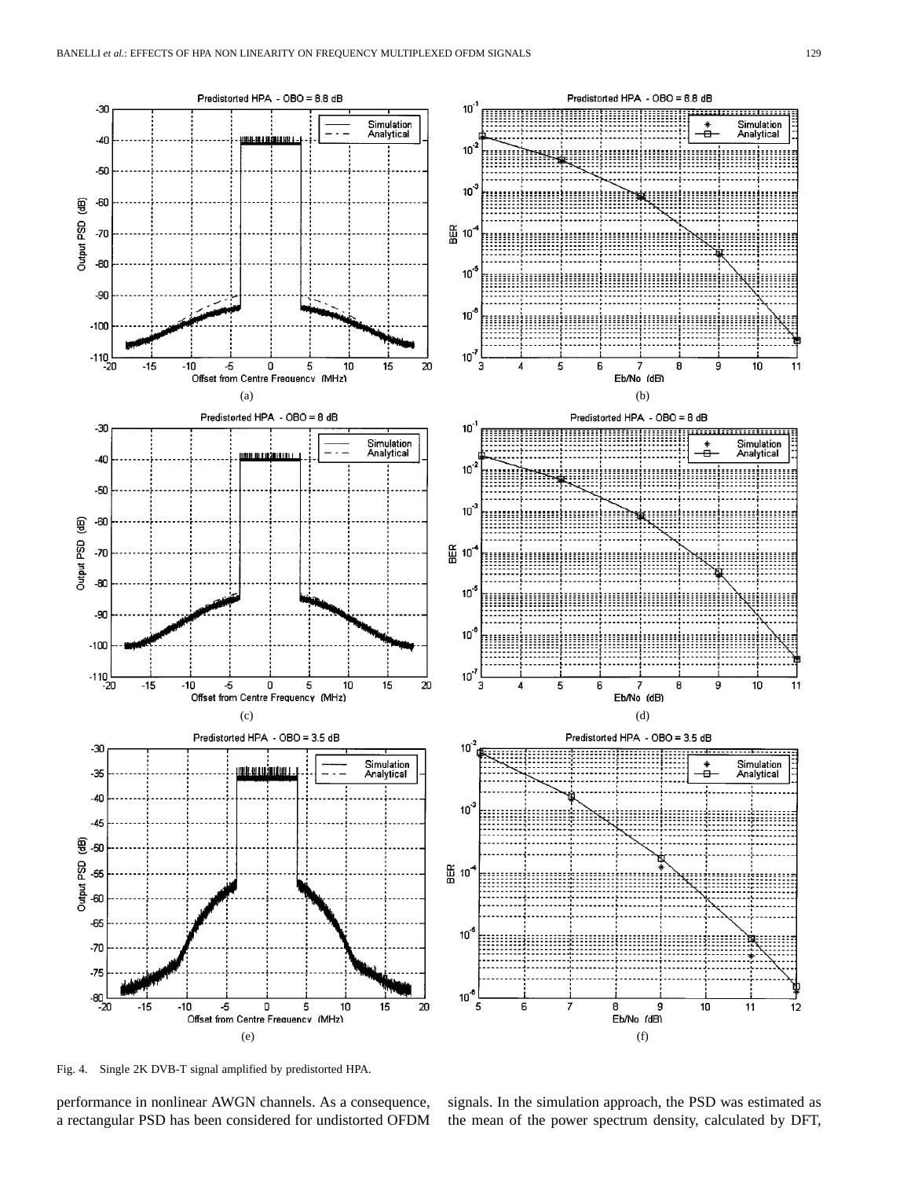Fig. 4. Single 2K DVB-T signal amplified by predistorted HPA.

performance in nonlinear AWGN channels. As a consequence, a rectangular PSD has been considered for undistorted OFDM signals. In the simulation approach, the PSD was estimated as the mean of the power spectrum density, calculated by DFT,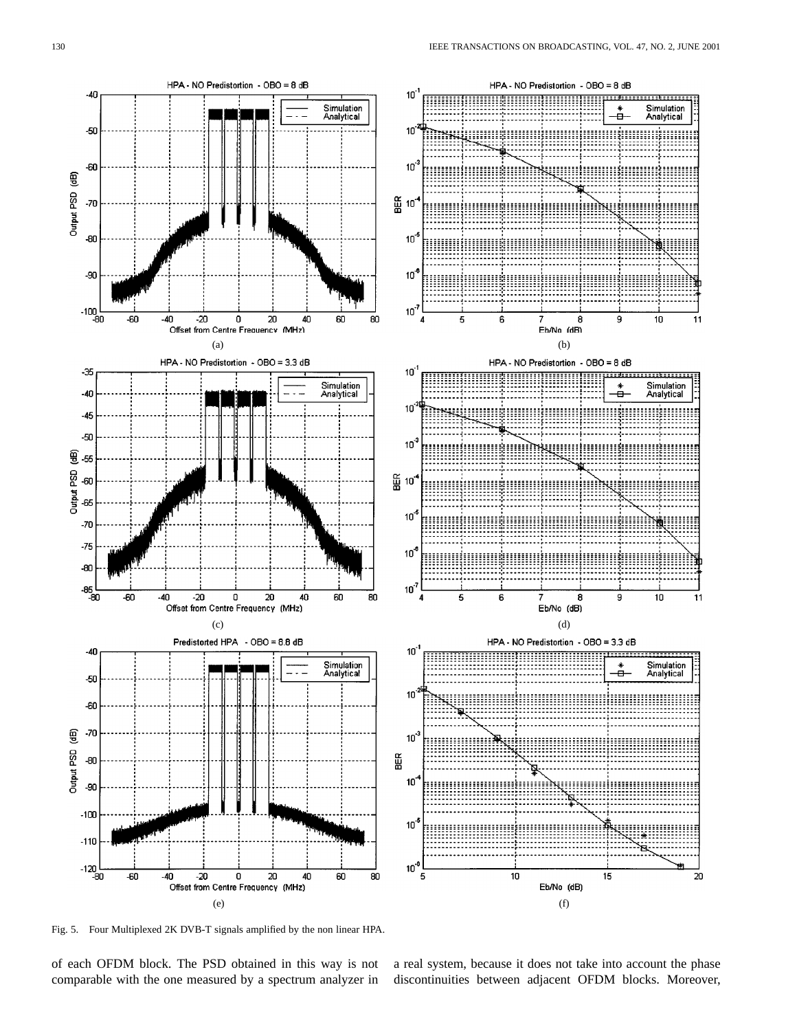Fig. 5. Four Multiplexed 2K DVB-T signals amplified by the non linear HPA.

of each OFDM block. The PSD obtained in this way is not comparable with the one measured by a spectrum analyzer in a real system, because it does not take into account the phase discontinuities between adjacent OFDM blocks. Moreover,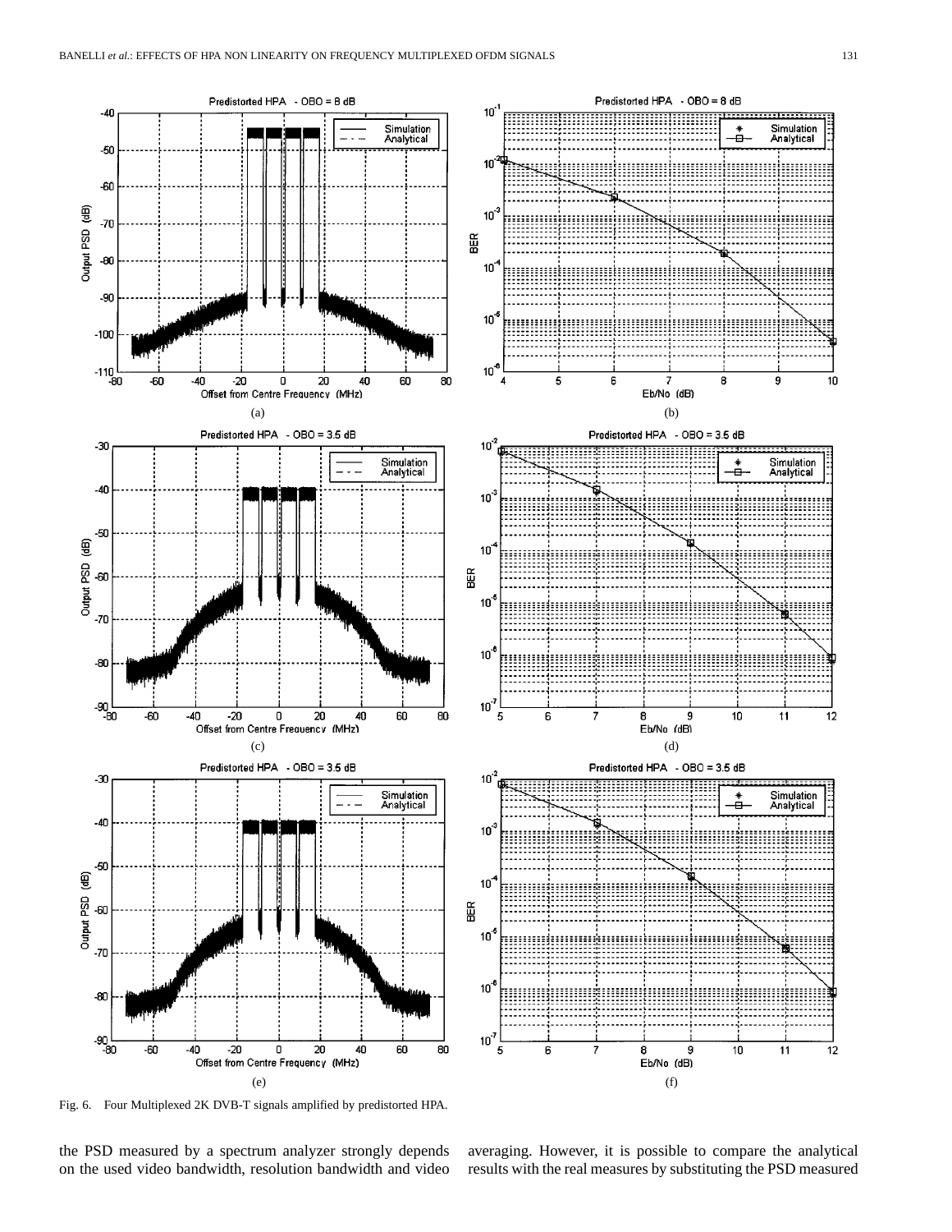Fig. 6. Four Multiplexed 2K DVB-T signals amplified by predistorted HPA.

the PSD measured by a spectrum analyzer strongly depends on the used video bandwidth, resolution bandwidth and video averaging. However, it is possible to compare the analytical results with the real measures by substituting the PSD measured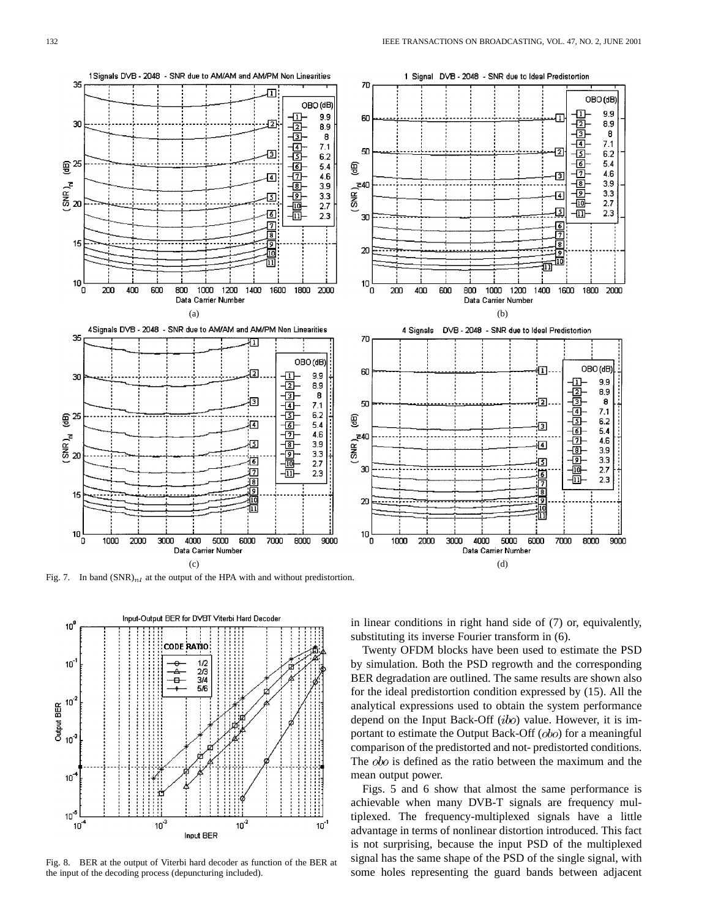Fig. 7. In band $(\mathrm{SNR})_{nl}$ at the output of the HPA with and without predistortion.

Fig. 8. BER at the output of Viterbi hard decoder as function of the BER at the input of the decoding process (depuncturing included).

in linear conditions in right hand side of (7) or, equivalently, substituting its inverse Fourier transform in (6).

Twenty OFDM blocks have been used to estimate the PSD by simulation. Both the PSD regrowth and the corresponding BER degradation are outlined. The same results are shown also for the ideal predistortion condition expressed by (15). All the analytical expressions used to obtain the system performance depend on the Input Back-Off ($ibo$) value. However, it is important to estimate the Output Back-Off ($obo$) for a meaningful comparison of the predistorted and not- predistorted conditions. The $obo$ is defined as the ratio between the maximum and the mean output power.

Figs. 5 and 6 show that almost the same performance is achievable when many DVB-T signals are frequency multiplexed. The frequency-multiplexed signals have a little advantage in terms of nonlinear distortion introduced. This fact is not surprising, because the input PSD of the multiplexed signal has the same shape of the PSD of the single signal, with some holes representing the guard bands between adjacent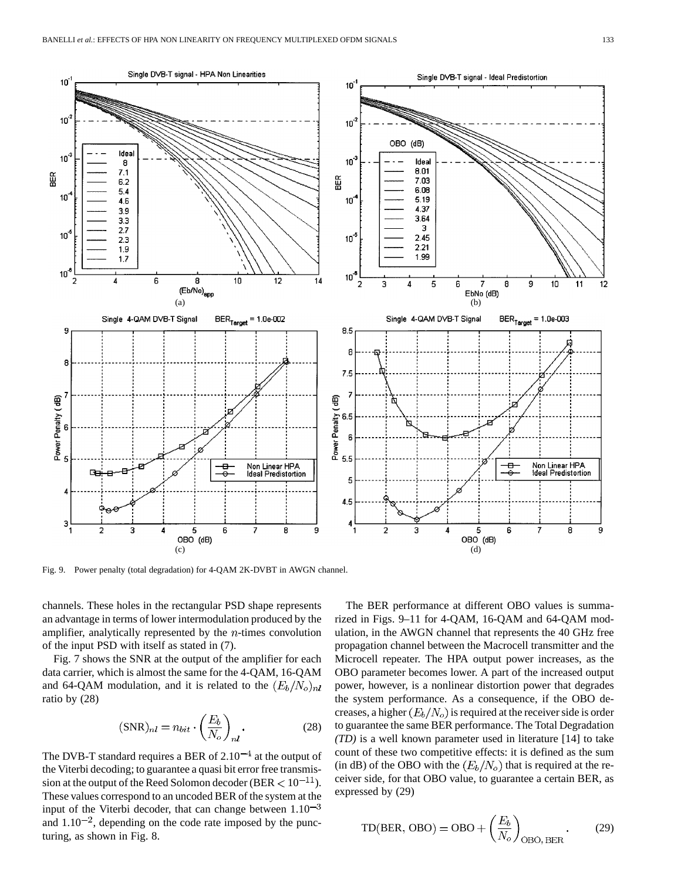Fig. 9. Power penalty (total degradation) for 4-QAM 2K-DVBT in AWGN channel.

channels. These holes in the rectangular PSD shape represents an advantage in terms of lower intermodulation produced by the amplifier, analytically represented by the $n$-times convolution of the input PSD with itself as stated in (7).

Fig. 7 shows the SNR at the output of the amplifier for each data carrier, which is almost the same for the 4-QAM, 16-QAM and 64-QAM modulation, and it is related to the $(E_b/N_o)_{nl}$ ratio by (28)

$$(\text{SNR})_{nl} = n_{bit} \cdot \left(\frac{E_b}{N_o}\right)_{nl}. \tag{28}$$

The DVB-T standard requires a BER of $2.10^{-4}$ at the output of the Viterbi decoding; to guarantee a quasi bit error free transmission at the output of the Reed Solomon decoder (BER $< 10^{-11}$). These values correspond to an uncoded BER of the system at the input of the Viterbi decoder, that can change between $1.10^{-3}$ and $1.10^{-2}$, depending on the code rate imposed by the puncturing, as shown in Fig. 8.

The BER performance at different OBO values is summarized in Figs. 9–11 for 4-QAM, 16-QAM and 64-QAM modulation, in the AWGN channel that represents the 40 GHz free propagation channel between the Macrocell transmitter and the Microcell repeater. The HPA output power increases, as the OBO parameter becomes lower. A part of the increased output power, however, is a nonlinear distortion power that degrades the system performance. As a consequence, if the OBO decreases, a higher $(E_b/N_o)$ is required at the receiver side is order to guarantee the same BER performance. The Total Degradation *(TD)* is a well known parameter used in literature [14] to take count of these two competitive effects: it is defined as the sum (in dB) of the OBO with the $(E_b/N_o)$ that is required at the receiver side, for that OBO value, to guarantee a certain BER, as expressed by (29)

$$\text{TD}(\text{BER, OBO}) = \text{OBO} + \left(\frac{E_b}{N_o}\right)_{\text{OBO, BER}}. \tag{29}$$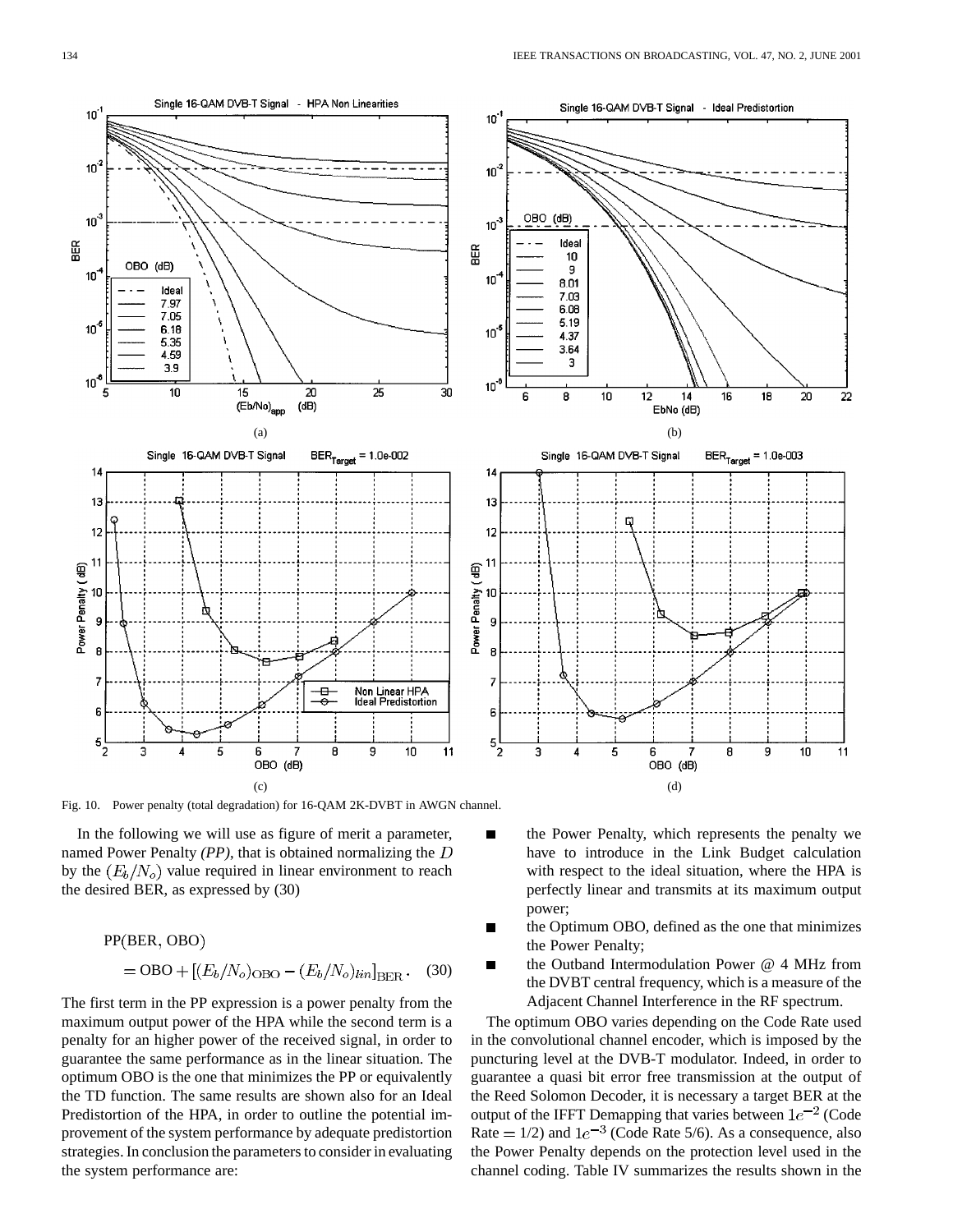Fig. 10. Power penalty (total degradation) for 16-QAM 2K-DVBT in AWGN channel.

In the following we will use as figure of merit a parameter, named Power Penalty *(PP)*, that is obtained normalizing the $D$ by the $(E_b/N_o)$ value required in linear environment to reach the desired BER, as expressed by (30)

$$\text{PP}(\text{BER}, \text{OBO}) = \text{OBO} + [(E_b/N_o)_{\text{OBO}} - (E_b/N_o)_{lin}]_{\text{BER}}. \quad (30)$$

The first term in the PP expression is a power penalty from the maximum output power of the HPA while the second term is a penalty for an higher power of the received signal, in order to guarantee the same performance as in the linear situation. The optimum OBO is the one that minimizes the PP or equivalently the TD function. The same results are shown also for an Ideal Predistortion of the HPA, in order to outline the potential improvement of the system performance by adequate predistortion strategies. In conclusion the parameters to consider in evaluating the system performance are:

- the Power Penalty, which represents the penalty we have to introduce in the Link Budget calculation with respect to the ideal situation, where the HPA is perfectly linear and transmits at its maximum output power;
- the Optimum OBO, defined as the one that minimizes the Power Penalty;
- the Outband Intermodulation Power @ 4 MHz from the DVBT central frequency, which is a measure of the Adjacent Channel Interference in the RF spectrum.

The optimum OBO varies depending on the Code Rate used in the convolutional channel encoder, which is imposed by the puncturing level at the DVB-T modulator. Indeed, in order to guarantee a quasi bit error free transmission at the output of the Reed Solomon Decoder, it is necessary a target BER at the output of the IFFT Demapping that varies between $1e^{-2}$ (Code Rate = 1/2) and $1e^{-3}$ (Code Rate 5/6). As a consequence, also the Power Penalty depends on the protection level used in the channel coding. Table IV summarizes the results shown in the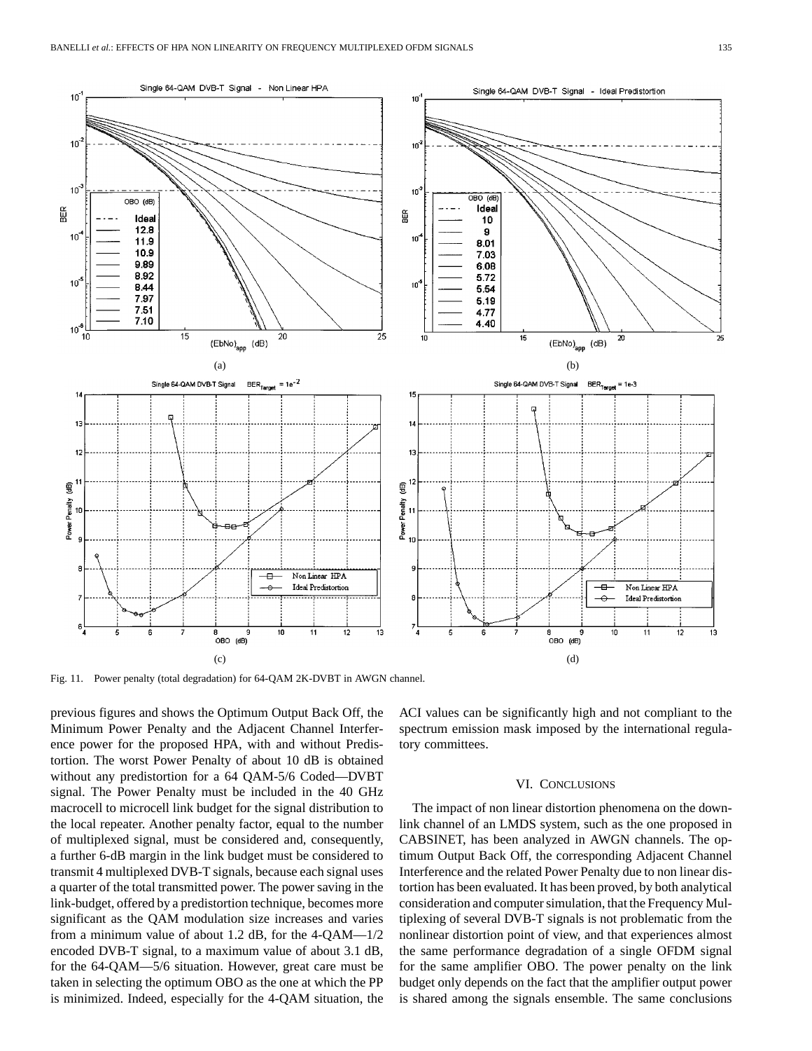Fig. 11. Power penalty (total degradation) for 64-QAM 2K-DVBT in AWGN channel.

previous figures and shows the Optimum Output Back Off, the Minimum Power Penalty and the Adjacent Channel Interference power for the proposed HPA, with and without Predistortion. The worst Power Penalty of about 10 dB is obtained without any predistortion for a 64 QAM-5/6 Coded—DVBT signal. The Power Penalty must be included in the 40 GHz macrocell to microcell link budget for the signal distribution to the local repeater. Another penalty factor, equal to the number of multiplexed signal, must be considered and, consequently, a further 6-dB margin in the link budget must be considered to transmit 4 multiplexed DVB-T signals, because each signal uses a quarter of the total transmitted power. The power saving in the link-budget, offered by a predistortion technique, becomes more significant as the QAM modulation size increases and varies from a minimum value of about 1.2 dB, for the 4-QAM—1/2 encoded DVB-T signal, to a maximum value of about 3.1 dB, for the 64-QAM—5/6 situation. However, great care must be taken in selecting the optimum OBO as the one at which the PP is minimized. Indeed, especially for the 4-QAM situation, the ACI values can be significantly high and not compliant to the spectrum emission mask imposed by the international regulatory committees.

## VI. Conclusions

The impact of non linear distortion phenomena on the downlink channel of an LMDS system, such as the one proposed in CABSINET, has been analyzed in AWGN channels. The optimum Output Back Off, the corresponding Adjacent Channel Interference and the related Power Penalty due to non linear distortion has been evaluated. It has been proved, by both analytical consideration and computer simulation, that the Frequency Multiplexing of several DVB-T signals is not problematic from the nonlinear distortion point of view, and that experiences almost the same performance degradation of a single OFDM signal for the same amplifier OBO. The power penalty on the link budget only depends on the fact that the amplifier output power is shared among the signals ensemble. The same conclusions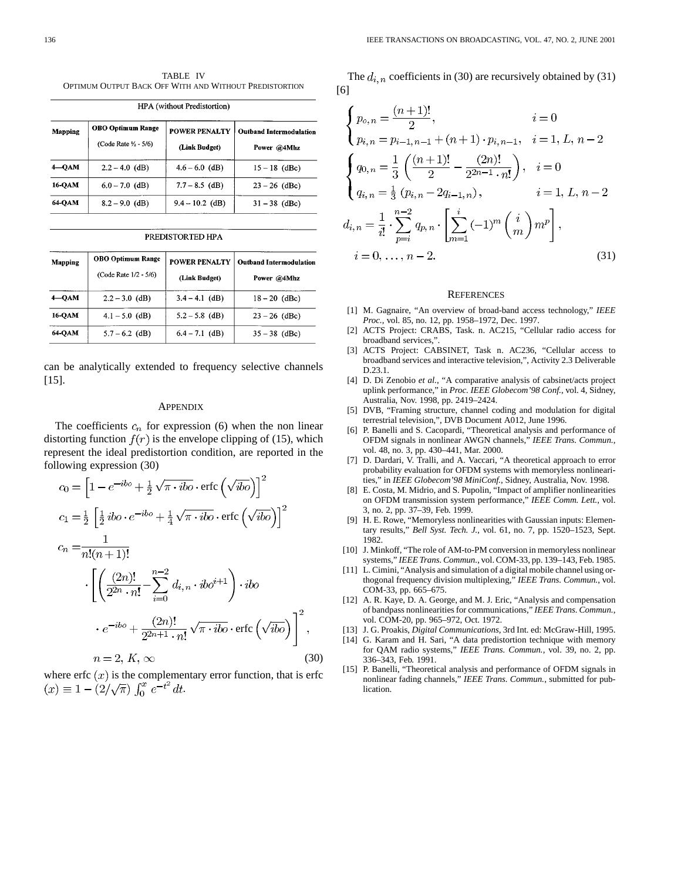TABLE IV
OPTIMUM OUTPUT BACK OFF WITH AND WITHOUT PREDISTORTION

HPA (without Predistortion)

| Mapping | OBO Optimum Range (Code Rate ½ - 5/6) | POWER PENALTY (Link Budget) | Outband Intermodulation Power @4Mhz |
|---|---|---|---|
| 4—QAM | 2.2 – 4.0 (dB) | 4.6 – 6.0 (dB) | 15 – 18 (dBc) |
| 16-QAM | 6.0 – 7.0 (dB) | 7.7 – 8.5 (dB) | 23 – 26 (dBc) |
| 64-QAM | 8.2 – 9.0 (dB) | 9.4 – 10.2 (dB) | 31 – 38 (dBc) |

PREDISTORTED HPA

| Mapping | OBO Optimum Range (Code Rate 1/2 - 5/6) | POWER PENALTY (Link Budget) | Outband Intermodulation Power @4Mhz |
|---|---|---|---|
| 4—QAM | 2.2 – 3.0 (dB) | 3.4 – 4.1 (dB) | 18 – 20 (dBc) |
| 16-QAM | 4.1 – 5.0 (dB) | 5.2 – 5.8 (dB) | 23 – 26 (dBc) |
| 64-QAM | 5.7 – 6.2 (dB) | 6.4 – 7.1 (dB) | 35 – 38 (dBc) |

can be analytically extended to frequency selective channels [15].

## APPENDIX

The coefficients $c_n$ for expression (6) when the non linear distorting function $f(r)$ is the envelope clipping of (15), which represent the ideal predistortion condition, are reported in the following expression (30)

$$
\begin{aligned}
c_0 &= \left[1 - e^{-ibo} + \tfrac{1}{2}\sqrt{\pi \cdot ibo} \cdot \text{erfc}\left(\sqrt{ibo}\right)\right]^2 \\
c_1 &= \tfrac{1}{2}\left[\tfrac{1}{2}\, ibo \cdot e^{-ibo} + \tfrac{1}{4}\sqrt{\pi \cdot ibo} \cdot \text{erfc}\left(\sqrt{ibo}\right)\right]^2 \\
c_n &= \frac{1}{n!(n+1)!} \\
&\quad \cdot \left[\left(\frac{(2n)!}{2^{2n} \cdot n!} - \sum_{i=0}^{n-2} d_{i,n} \cdot ibo^{i+1}\right) \cdot ibo\right. \\
&\quad \left. \cdot\, e^{-ibo} + \frac{(2n)!}{2^{2n+1} \cdot n!}\sqrt{\pi \cdot ibo} \cdot \text{erfc}\left(\sqrt{ibo}\right)\right]^2, \\
n &= 2, K, \infty
\end{aligned} \tag{30}
$$

where erfc $(x)$ is the complementary error function, that is erfc $(x) \equiv 1 - (2/\sqrt{\pi}) \int_0^x e^{-t^2}\,dt$.

The $d_{i,n}$ coefficients in (30) are recursively obtained by (31) [6]

$$
\begin{aligned}
&\begin{cases}
p_{o,n} = \dfrac{(n+1)!}{2}, & i = 0 \\
p_{i,n} = p_{i-1,n-1} + (n+1) \cdot p_{i,n-1}, & i = 1, L, n-2
\end{cases} \\
&\begin{cases}
q_{0,n} = \dfrac{1}{3}\left(\dfrac{(n+1)!}{2} - \dfrac{(2n)!}{2^{2n-1} \cdot n!}\right), & i = 0 \\
q_{i,n} = \tfrac{1}{3}\left(p_{i,n} - 2q_{i-1,n}\right), & i = 1, L, n-2
\end{cases} \\
&d_{i,n} = \frac{1}{i!} \cdot \sum_{p=i}^{n-2} q_{p,n} \cdot \left[\sum_{m=1}^{i} (-1)^m \binom{i}{m} m^p\right], \\
&\quad i = 0, \ldots, n-2.
\end{aligned} \tag{31}
$$

## REFERENCES

[1] M. Gagnaire, "An overview of broad-band access technology," *IEEE Proc.*, vol. 85, no. 12, pp. 1958–1972, Dec. 1997.

[2] ACTS Project: CRABS, Task. n. AC215, "Cellular radio access for broadband services,".

[3] ACTS Project: CABSINET, Task n. AC236, "Cellular access to broadband services and interactive television,", Activity 2.3 Deliverable D.23.1.

[4] D. Di Zenobio *et al.*, "A comparative analysis of cabsinet/acts project uplink performance," in *Proc. IEEE Globecom'98 Conf.*, vol. 4, Sidney, Australia, Nov. 1998, pp. 2419–2424.

[5] DVB, "Framing structure, channel coding and modulation for digital terrestrial television,", DVB Document A012, June 1996.

[6] P. Banelli and S. Cacopardi, "Theoretical analysis and performance of OFDM signals in nonlinear AWGN channels," *IEEE Trans. Commun.*, vol. 48, no. 3, pp. 430–441, Mar. 2000.

[7] D. Dardari, V. Tralli, and A. Vaccari, "A theoretical approach to error probability evaluation for OFDM systems with memoryless nonlinearities," in *IEEE Globecom'98 MiniConf.*, Sidney, Australia, Nov. 1998.

[8] E. Costa, M. Midrio, and S. Pupolin, "Impact of amplifier nonlinearities on OFDM transmission system performance," *IEEE Comm. Lett.*, vol. 3, no. 2, pp. 37–39, Feb. 1999.

[9] H. E. Rowe, "Memoryless nonlinearities with Gaussian inputs: Elementary results," *Bell Syst. Tech. J.*, vol. 61, no. 7, pp. 1520–1523, Sept. 1982.

[10] J. Minkoff, "The role of AM-to-PM conversion in memoryless nonlinear systems," *IEEE Trans. Commun.*, vol. COM-33, pp. 139–143, Feb. 1985.

[11] L. Cimini, "Analysis and simulation of a digital mobile channel using orthogonal frequency division multiplexing," *IEEE Trans. Commun.*, vol. COM-33, pp. 665–675.

[12] A. R. Kaye, D. A. George, and M. J. Eric, "Analysis and compensation of bandpass nonlinearities for communications," *IEEE Trans. Commun.*, vol. COM-20, pp. 965–972, Oct. 1972.

[13] J. G. Proakis, *Digital Communications*, 3rd Int. ed: McGraw-Hill, 1995.

[14] G. Karam and H. Sari, "A data predistortion technique with memory for QAM radio systems," *IEEE Trans. Commun.*, vol. 39, no. 2, pp. 336–343, Feb. 1991.

[15] P. Banelli, "Theoretical analysis and performance of OFDM signals in nonlinear fading channels," *IEEE Trans. Commun.*, submitted for publication.